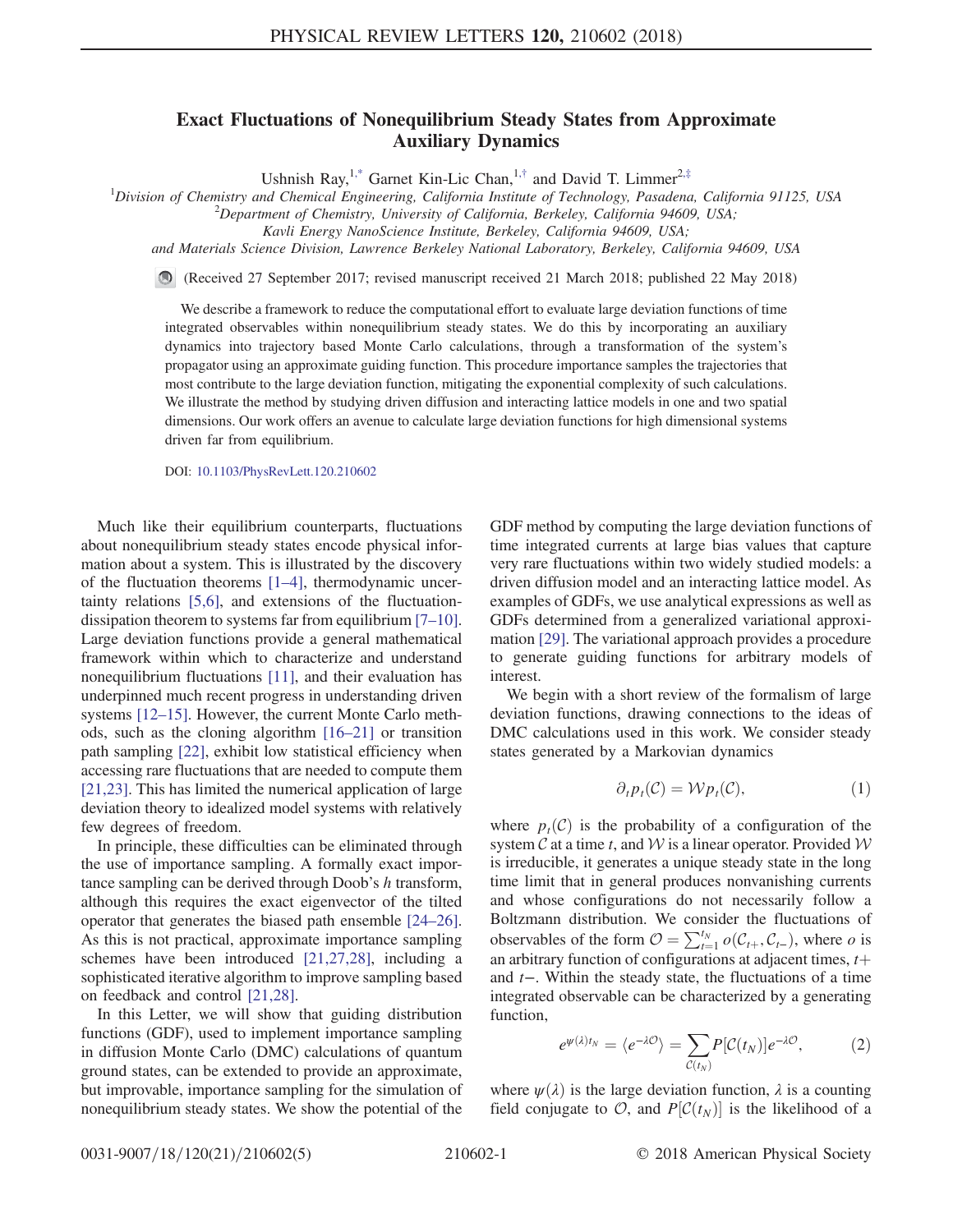# Exact Fluctuations of Nonequilibrium Steady States from Approximate Auxiliary Dynamics

Ushnish Ray,[1,*] Garnet Kin-Lic Chan,[1,†] and David T. Limmer[2,‡]

[1]Division of Chemistry and Chemical Engineering, California Institute of Technology, Pasadena, California 91125, USA
[2]Department of Chemistry, University of California, Berkeley, California 94609, USA;
Kavli Energy NanoScience Institute, Berkeley, California 94609, USA;
and Materials Science Division, Lawrence Berkeley National Laboratory, Berkeley, California 94609, USA

(Received 27 September 2017; revised manuscript received 21 March 2018; published 22 May 2018)

We describe a framework to reduce the computational effort to evaluate large deviation functions of time integrated observables within nonequilibrium steady states. We do this by incorporating an auxiliary dynamics into trajectory based Monte Carlo calculations, through a transformation of the system's propagator using an approximate guiding function. This procedure importance samples the trajectories that most contribute to the large deviation function, mitigating the exponential complexity of such calculations. We illustrate the method by studying driven diffusion and interacting lattice models in one and two spatial dimensions. Our work offers an avenue to calculate large deviation functions for high dimensional systems driven far from equilibrium.

DOI: 10.1103/PhysRevLett.120.210602

Much like their equilibrium counterparts, fluctuations about nonequilibrium steady states encode physical information about a system. This is illustrated by the discovery of the fluctuation theorems [1–4], thermodynamic uncertainty relations [5,6], and extensions of the fluctuation-dissipation theorem to systems far from equilibrium [7–10]. Large deviation functions provide a general mathematical framework within which to characterize and understand nonequilibrium fluctuations [11], and their evaluation has underpinned much recent progress in understanding driven systems [12–15]. However, the current Monte Carlo methods, such as the cloning algorithm [16–21] or transition path sampling [22], exhibit low statistical efficiency when accessing rare fluctuations that are needed to compute them [21,23]. This has limited the numerical application of large deviation theory to idealized model systems with relatively few degrees of freedom.

In principle, these difficulties can be eliminated through the use of importance sampling. A formally exact importance sampling can be derived through Doob's $h$ transform, although this requires the exact eigenvector of the tilted operator that generates the biased path ensemble [24–26]. As this is not practical, approximate importance sampling schemes have been introduced [21,27,28], including a sophisticated iterative algorithm to improve sampling based on feedback and control [21,28].

In this Letter, we will show that guiding distribution functions (GDF), used to implement importance sampling in diffusion Monte Carlo (DMC) calculations of quantum ground states, can be extended to provide an approximate, but improvable, importance sampling for the simulation of nonequilibrium steady states. We show the potential of the GDF method by computing the large deviation functions of time integrated currents at large bias values that capture very rare fluctuations within two widely studied models: a driven diffusion model and an interacting lattice model. As examples of GDFs, we use analytical expressions as well as GDFs determined from a generalized variational approximation [29]. The variational approach provides a procedure to generate guiding functions for arbitrary models of interest.

We begin with a short review of the formalism of large deviation functions, drawing connections to the ideas of DMC calculations used in this work. We consider steady states generated by a Markovian dynamics

$$\partial_t p_t(\mathcal{C}) = \mathcal{W} p_t(\mathcal{C}), \tag{1}$$

where $p_t(\mathcal{C})$ is the probability of a configuration of the system $\mathcal{C}$ at a time $t$, and $\mathcal{W}$ is a linear operator. Provided $\mathcal{W}$ is irreducible, it generates a unique steady state in the long time limit that in general produces nonvanishing currents and whose configurations do not necessarily follow a Boltzmann distribution. We consider the fluctuations of observables of the form $\mathcal{O} = \sum_{t=1}^{t_N} o(\mathcal{C}_{t+}, \mathcal{C}_{t-})$, where $o$ is an arbitrary function of configurations at adjacent times, $t+$ and $t-$. Within the steady state, the fluctuations of a time integrated observable can be characterized by a generating function,

$$e^{\psi(\lambda) t_N} = \langle e^{-\lambda \mathcal{O}} \rangle = \sum_{\mathcal{C}(t_N)} P[\mathcal{C}(t_N)] e^{-\lambda \mathcal{O}}, \tag{2}$$

where $\psi(\lambda)$ is the large deviation function, $\lambda$ is a counting field conjugate to $\mathcal{O}$, and $P[\mathcal{C}(t_N)]$ is the likelihood of a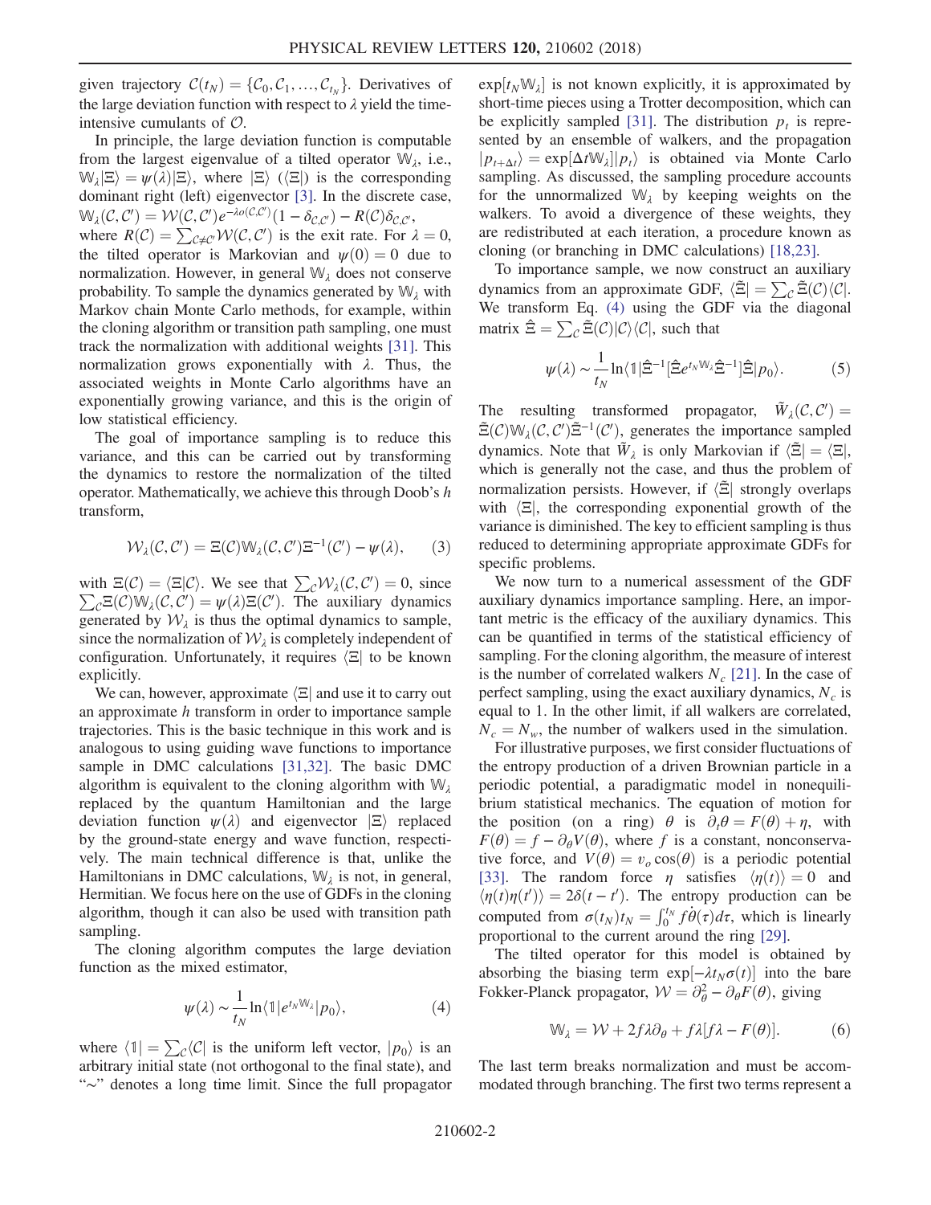given trajectory $\mathcal{C}(t_N) = \{\mathcal{C}_0, \mathcal{C}_1, \ldots, \mathcal{C}_{t_N}\}$. Derivatives of the large deviation function with respect to $\lambda$ yield the time-intensive cumulants of $\mathcal{O}$.

In principle, the large deviation function is computable from the largest eigenvalue of a tilted operator $\mathbb{W}_\lambda$, i.e., $\mathbb{W}_\lambda|\Xi\rangle = \psi(\lambda)|\Xi\rangle$, where $|\Xi\rangle$ ($\langle\Xi|$) is the corresponding dominant right (left) eigenvector [3]. In the discrete case, $\mathbb{W}_\lambda(\mathcal{C},\mathcal{C}') = \mathcal{W}(\mathcal{C},\mathcal{C}')e^{-\lambda o(\mathcal{C},\mathcal{C}')}(1-\delta_{\mathcal{C},\mathcal{C}'}) - R(\mathcal{C})\delta_{\mathcal{C},\mathcal{C}'}$, where $R(\mathcal{C}) = \sum_{\mathcal{C}\neq\mathcal{C}'}\mathcal{W}(\mathcal{C},\mathcal{C}')$ is the exit rate. For $\lambda = 0$, the tilted operator is Markovian and $\psi(0) = 0$ due to normalization. However, in general $\mathbb{W}_\lambda$ does not conserve probability. To sample the dynamics generated by $\mathbb{W}_\lambda$ with Markov chain Monte Carlo methods, for example, within the cloning algorithm or transition path sampling, one must track the normalization with additional weights [31]. This normalization grows exponentially with $\lambda$. Thus, the associated weights in Monte Carlo algorithms have an exponentially growing variance, and this is the origin of low statistical efficiency.

The goal of importance sampling is to reduce this variance, and this can be carried out by transforming the dynamics to restore the normalization of the tilted operator. Mathematically, we achieve this through Doob's $h$ transform,

$$\mathcal{W}_\lambda(\mathcal{C},\mathcal{C}') = \Xi(\mathcal{C})\mathbb{W}_\lambda(\mathcal{C},\mathcal{C}')\Xi^{-1}(\mathcal{C}') - \psi(\lambda), \tag{3}$$

with $\Xi(\mathcal{C}) = \langle\Xi|\mathcal{C}\rangle$. We see that $\sum_{\mathcal{C}}\mathcal{W}_\lambda(\mathcal{C},\mathcal{C}') = 0$, since $\sum_{\mathcal{C}}\Xi(\mathcal{C})\mathbb{W}_\lambda(\mathcal{C},\mathcal{C}') = \psi(\lambda)\Xi(\mathcal{C}')$. The auxiliary dynamics generated by $\mathcal{W}_\lambda$ is thus the optimal dynamics to sample, since the normalization of $\mathcal{W}_\lambda$ is completely independent of configuration. Unfortunately, it requires $\langle\Xi|$ to be known explicitly.

We can, however, approximate $\langle\Xi|$ and use it to carry out an approximate $h$ transform in order to importance sample trajectories. This is the basic technique in this work and is analogous to using guiding wave functions to importance sample in DMC calculations [31,32]. The basic DMC algorithm is equivalent to the cloning algorithm with $\mathbb{W}_\lambda$ replaced by the quantum Hamiltonian and the large deviation function $\psi(\lambda)$ and eigenvector $|\Xi\rangle$ replaced by the ground-state energy and wave function, respectively. The main technical difference is that, unlike the Hamiltonians in DMC calculations, $\mathbb{W}_\lambda$ is not, in general, Hermitian. We focus here on the use of GDFs in the cloning algorithm, though it can also be used with transition path sampling.

The cloning algorithm computes the large deviation function as the mixed estimator,

$$\psi(\lambda) \sim \frac{1}{t_N}\ln\langle\mathbb{1}|e^{t_N\mathbb{W}_\lambda}|p_0\rangle, \tag{4}$$

where $\langle\mathbb{1}| = \sum_{\mathcal{C}}\langle\mathcal{C}|$ is the uniform left vector, $|p_0\rangle$ is an arbitrary initial state (not orthogonal to the final state), and "$\sim$" denotes a long time limit. Since the full propagator $\exp[t_N\mathbb{W}_\lambda]$ is not known explicitly, it is approximated by short-time pieces using a Trotter decomposition, which can be explicitly sampled [31]. The distribution $p_t$ is represented by an ensemble of walkers, and the propagation $|p_{t+\Delta t}\rangle = \exp[\Delta t\mathbb{W}_\lambda]|p_t\rangle$ is obtained via Monte Carlo sampling. As discussed, the sampling procedure accounts for the unnormalized $\mathbb{W}_\lambda$ by keeping weights on the walkers. To avoid a divergence of these weights, they are redistributed at each iteration, a procedure known as cloning (or branching in DMC calculations) [18,23].

To importance sample, we now construct an auxiliary dynamics from an approximate GDF, $\langle\tilde{\Xi}| = \sum_{\mathcal{C}}\tilde{\Xi}(\mathcal{C})\langle\mathcal{C}|$. We transform Eq. (4) using the GDF via the diagonal matrix $\hat{\Xi} = \sum_{\mathcal{C}}\tilde{\Xi}(\mathcal{C})|\mathcal{C}\rangle\langle\mathcal{C}|$, such that

$$\psi(\lambda) \sim \frac{1}{t_N}\ln\langle\mathbb{1}|\hat{\Xi}^{-1}[\hat{\Xi}e^{t_N\mathbb{W}_\lambda}\hat{\Xi}^{-1}]\hat{\Xi}|p_0\rangle. \tag{5}$$

The resulting transformed propagator, $\tilde{W}_\lambda(\mathcal{C},\mathcal{C}') = \tilde{\Xi}(\mathcal{C})\mathbb{W}_\lambda(\mathcal{C},\mathcal{C}')\tilde{\Xi}^{-1}(\mathcal{C}')$, generates the importance sampled dynamics. Note that $\tilde{W}_\lambda$ is only Markovian if $\langle\tilde{\Xi}| = \langle\Xi|$, which is generally not the case, and thus the problem of normalization persists. However, if $\langle\tilde{\Xi}|$ strongly overlaps with $\langle\Xi|$, the corresponding exponential growth of the variance is diminished. The key to efficient sampling is thus reduced to determining appropriate approximate GDFs for specific problems.

We now turn to a numerical assessment of the GDF auxiliary dynamics importance sampling. Here, an important metric is the efficacy of the auxiliary dynamics. This can be quantified in terms of the statistical efficiency of sampling. For the cloning algorithm, the measure of interest is the number of correlated walkers $N_c$ [21]. In the case of perfect sampling, using the exact auxiliary dynamics, $N_c$ is equal to 1. In the other limit, if all walkers are correlated, $N_c = N_w$, the number of walkers used in the simulation.

For illustrative purposes, we first consider fluctuations of the entropy production of a driven Brownian particle in a periodic potential, a paradigmatic model in nonequilibrium statistical mechanics. The equation of motion for the position (on a ring) $\theta$ is $\partial_t\theta = F(\theta) + \eta$, with $F(\theta) = f - \partial_\theta V(\theta)$, where $f$ is a constant, nonconservative force, and $V(\theta) = v_o\cos(\theta)$ is a periodic potential [33]. The random force $\eta$ satisfies $\langle\eta(t)\rangle = 0$ and $\langle\eta(t)\eta(t')\rangle = 2\delta(t-t')$. The entropy production can be computed from $\sigma(t_N)t_N = \int_0^{t_N} f\dot{\theta}(\tau)d\tau$, which is linearly proportional to the current around the ring [29].

The tilted operator for this model is obtained by absorbing the biasing term $\exp[-\lambda t_N\sigma(t)]$ into the bare Fokker-Planck propagator, $\mathcal{W} = \partial_\theta^2 - \partial_\theta F(\theta)$, giving

$$\mathbb{W}_\lambda = \mathcal{W} + 2f\lambda\partial_\theta + f\lambda[f\lambda - F(\theta)]. \tag{6}$$

The last term breaks normalization and must be accommodated through branching. The first two terms represent a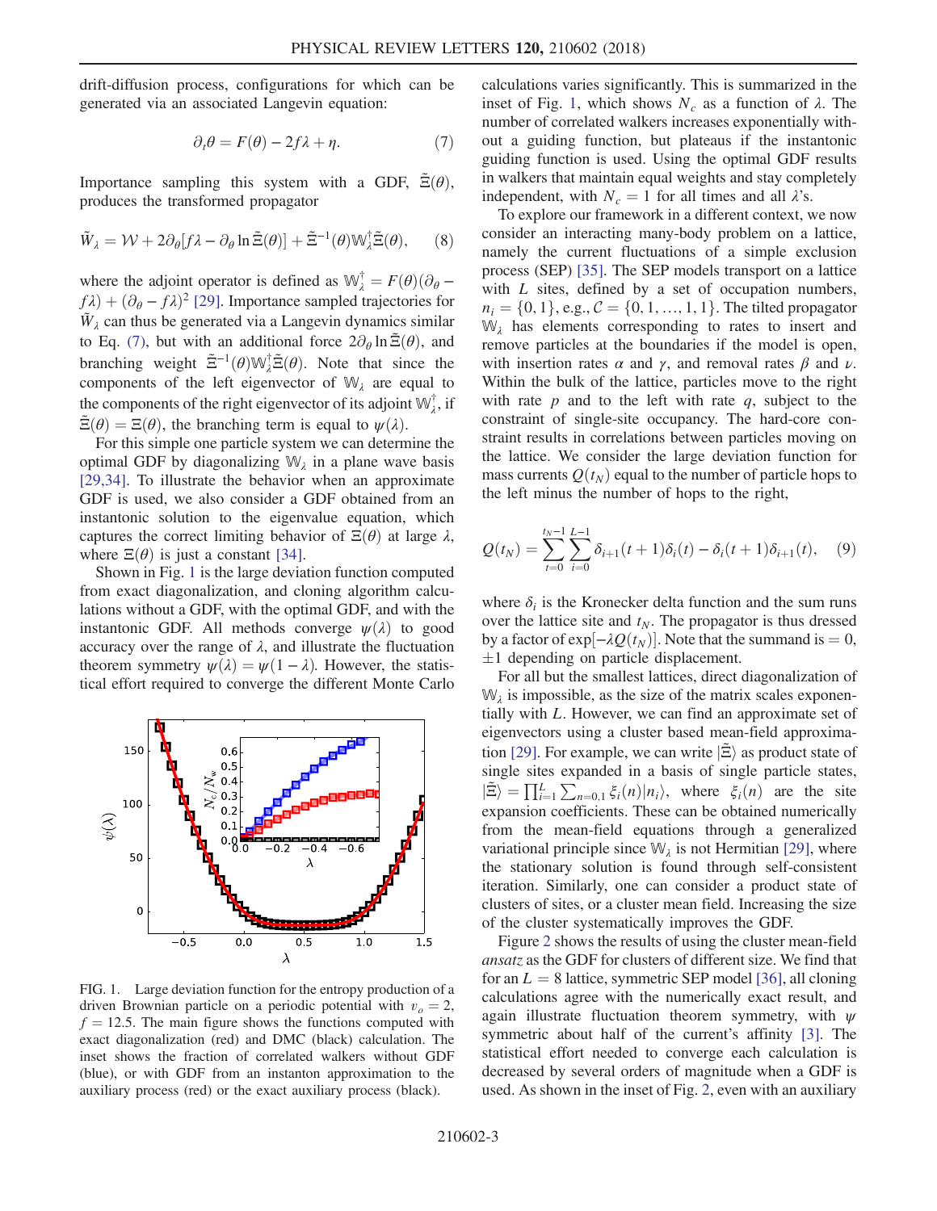drift-diffusion process, configurations for which can be generated via an associated Langevin equation:

$$\partial_t \theta = F(\theta) - 2f\lambda + \eta. \tag{7}$$

Importance sampling this system with a GDF, $\tilde{\Xi}(\theta)$, produces the transformed propagator

$$\tilde{W}_\lambda = \mathcal{W} + 2\partial_\theta[f\lambda - \partial_\theta \ln \tilde{\Xi}(\theta)] + \tilde{\Xi}^{-1}(\theta)\mathbb{W}_\lambda^\dagger \tilde{\Xi}(\theta), \tag{8}$$

where the adjoint operator is defined as $\mathbb{W}_\lambda^\dagger = F(\theta)(\partial_\theta - f\lambda) + (\partial_\theta - f\lambda)^2$ [29]. Importance sampled trajectories for $\tilde{W}_\lambda$ can thus be generated via a Langevin dynamics similar to Eq. (7), but with an additional force $2\partial_\theta \ln \tilde{\Xi}(\theta)$, and branching weight $\tilde{\Xi}^{-1}(\theta)\mathbb{W}_\lambda^\dagger \tilde{\Xi}(\theta)$. Note that since the components of the left eigenvector of $\mathbb{W}_\lambda$ are equal to the components of the right eigenvector of its adjoint $\mathbb{W}_\lambda^\dagger$, if $\tilde{\Xi}(\theta) = \Xi(\theta)$, the branching term is equal to $\psi(\lambda)$.

For this simple one particle system we can determine the optimal GDF by diagonalizing $\mathbb{W}_\lambda$ in a plane wave basis [29,34]. To illustrate the behavior when an approximate GDF is used, we also consider a GDF obtained from an instantonic solution to the eigenvalue equation, which captures the correct limiting behavior of $\Xi(\theta)$ at large $\lambda$, where $\Xi(\theta)$ is just a constant [34].

Shown in Fig. 1 is the large deviation function computed from exact diagonalization, and cloning algorithm calculations without a GDF, with the optimal GDF, and with the instantonic GDF. All methods converge $\psi(\lambda)$ to good accuracy over the range of $\lambda$, and illustrate the fluctuation theorem symmetry $\psi(\lambda) = \psi(1-\lambda)$. However, the statistical effort required to converge the different Monte Carlo calculations varies significantly. This is summarized in the inset of Fig. 1, which shows $N_c$ as a function of $\lambda$. The number of correlated walkers increases exponentially without a guiding function, but plateaus if the instantonic guiding function is used. Using the optimal GDF results in walkers that maintain equal weights and stay completely independent, with $N_c = 1$ for all times and all $\lambda$'s.

FIG. 1. Large deviation function for the entropy production of a driven Brownian particle on a periodic potential with $v_o = 2$, $f = 12.5$. The main figure shows the functions computed with exact diagonalization (red) and DMC (black) calculation. The inset shows the fraction of correlated walkers without GDF (blue), or with GDF from an instanton approximation to the auxiliary process (red) or the exact auxiliary process (black).

To explore our framework in a different context, we now consider an interacting many-body problem on a lattice, namely the current fluctuations of a simple exclusion process (SEP) [35]. The SEP models transport on a lattice with $L$ sites, defined by a set of occupation numbers, $n_i = \{0, 1\}$, e.g., $\mathcal{C} = \{0, 1, \ldots, 1, 1\}$. The tilted propagator $\mathbb{W}_\lambda$ has elements corresponding to rates to insert and remove particles at the boundaries if the model is open, with insertion rates $\alpha$ and $\gamma$, and removal rates $\beta$ and $\nu$. Within the bulk of the lattice, particles move to the right with rate $p$ and to the left with rate $q$, subject to the constraint of single-site occupancy. The hard-core constraint results in correlations between particles moving on the lattice. We consider the large deviation function for mass currents $Q(t_N)$ equal to the number of particle hops to the left minus the number of hops to the right,

$$Q(t_N) = \sum_{t=0}^{t_N-1} \sum_{i=0}^{L-1} \delta_{i+1}(t+1)\delta_i(t) - \delta_i(t+1)\delta_{i+1}(t), \tag{9}$$

where $\delta_i$ is the Kronecker delta function and the sum runs over the lattice site and $t_N$. The propagator is thus dressed by a factor of $\exp[-\lambda Q(t_N)]$. Note that the summand is $= 0$, $\pm 1$ depending on particle displacement.

For all but the smallest lattices, direct diagonalization of $\mathbb{W}_\lambda$ is impossible, as the size of the matrix scales exponentially with $L$. However, we can find an approximate set of eigenvectors using a cluster based mean-field approximation [29]. For example, we can write $|\tilde{\Xi}\rangle$ as product state of single sites expanded in a basis of single particle states, $|\tilde{\Xi}\rangle = \prod_{i=1}^{L} \sum_{n=0,1} \xi_i(n)|n_i\rangle$, where $\xi_i(n)$ are the site expansion coefficients. These can be obtained numerically from the mean-field equations through a generalized variational principle since $\mathbb{W}_\lambda$ is not Hermitian [29], where the stationary solution is found through self-consistent iteration. Similarly, one can consider a product state of clusters of sites, or a cluster mean field. Increasing the size of the cluster systematically improves the GDF.

Figure 2 shows the results of using the cluster mean-field *ansatz* as the GDF for clusters of different size. We find that for an $L = 8$ lattice, symmetric SEP model [36], all cloning calculations agree with the numerically exact result, and again illustrate fluctuation theorem symmetry, with $\psi$ symmetric about half of the current's affinity [3]. The statistical effort needed to converge each calculation is decreased by several orders of magnitude when a GDF is used. As shown in the inset of Fig. 2, even with an auxiliary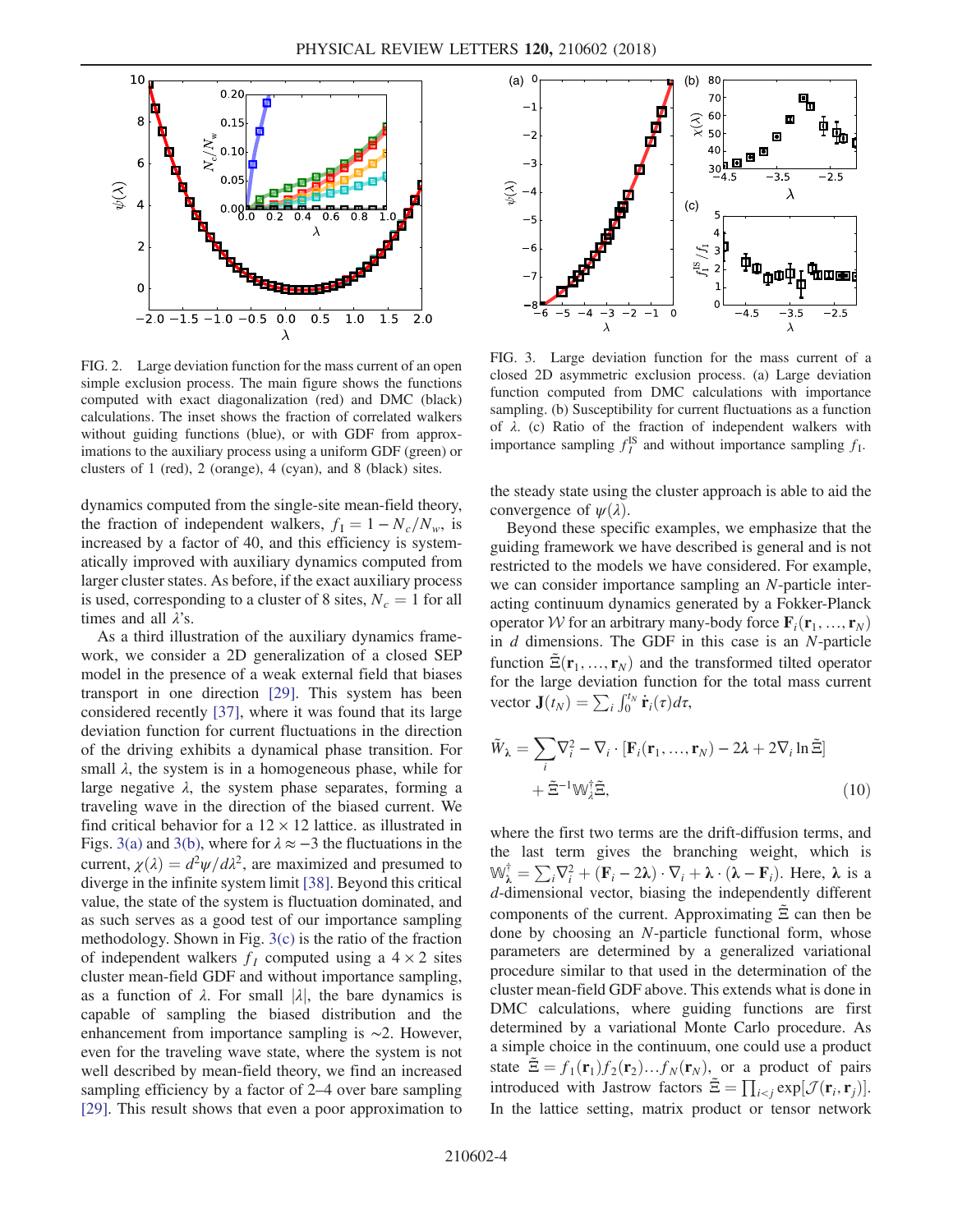FIG. 2. Large deviation function for the mass current of an open simple exclusion process. The main figure shows the functions computed with exact diagonalization (red) and DMC (black) calculations. The inset shows the fraction of correlated walkers without guiding functions (blue), or with GDF from approximations to the auxiliary process using a uniform GDF (green) or clusters of 1 (red), 2 (orange), 4 (cyan), and 8 (black) sites.

FIG. 3. Large deviation function for the mass current of a closed 2D asymmetric exclusion process. (a) Large deviation function computed from DMC calculations with importance sampling. (b) Susceptibility for current fluctuations as a function of $\lambda$. (c) Ratio of the fraction of independent walkers with importance sampling $f_I^{\mathrm{IS}}$ and without importance sampling $f_{\mathrm{I}}$.

dynamics computed from the single-site mean-field theory, the fraction of independent walkers, $f_{\mathrm{I}} = 1 - N_c/N_w$, is increased by a factor of 40, and this efficiency is systematically improved with auxiliary dynamics computed from larger cluster states. As before, if the exact auxiliary process is used, corresponding to a cluster of 8 sites, $N_c = 1$ for all times and all $\lambda$'s.

As a third illustration of the auxiliary dynamics framework, we consider a 2D generalization of a closed SEP model in the presence of a weak external field that biases transport in one direction [29]. This system has been considered recently [37], where it was found that its large deviation function for current fluctuations in the direction of the driving exhibits a dynamical phase transition. For small $\lambda$, the system is in a homogeneous phase, while for large negative $\lambda$, the system phase separates, forming a traveling wave in the direction of the biased current. We find critical behavior for a $12 \times 12$ lattice. as illustrated in Figs. 3(a) and 3(b), where for $\lambda \approx -3$ the fluctuations in the current, $\chi(\lambda) = d^2\psi/d\lambda^2$, are maximized and presumed to diverge in the infinite system limit [38]. Beyond this critical value, the state of the system is fluctuation dominated, and as such serves as a good test of our importance sampling methodology. Shown in Fig. 3(c) is the ratio of the fraction of independent walkers $f_I$ computed using a $4 \times 2$ sites cluster mean-field GDF and without importance sampling, as a function of $\lambda$. For small $|\lambda|$, the bare dynamics is capable of sampling the biased distribution and the enhancement from importance sampling is $\sim 2$. However, even for the traveling wave state, where the system is not well described by mean-field theory, we find an increased sampling efficiency by a factor of 2–4 over bare sampling [29]. This result shows that even a poor approximation to the steady state using the cluster approach is able to aid the convergence of $\psi(\lambda)$.

Beyond these specific examples, we emphasize that the guiding framework we have described is general and is not restricted to the models we have considered. For example, we can consider importance sampling an $N$-particle interacting continuum dynamics generated by a Fokker-Planck operator $\mathcal{W}$ for an arbitrary many-body force $\mathbf{F}_i(\mathbf{r}_1, \ldots, \mathbf{r}_N)$ in $d$ dimensions. The GDF in this case is an $N$-particle function $\tilde{\Xi}(\mathbf{r}_1, \ldots, \mathbf{r}_N)$ and the transformed tilted operator for the large deviation function for the total mass current vector $\mathbf{J}(t_N) = \sum_i \int_0^{t_N} \dot{\mathbf{r}}_i(\tau) d\tau$,

$$\tilde{W}_{\boldsymbol{\lambda}} = \sum_i \nabla_i^2 - \nabla_i \cdot [\mathbf{F}_i(\mathbf{r}_1, \ldots, \mathbf{r}_N) - 2\boldsymbol{\lambda} + 2\nabla_i \ln \tilde{\Xi}] + \tilde{\Xi}^{-1} \mathbb{W}_{\boldsymbol{\lambda}}^{\dagger} \tilde{\Xi}, \tag{10}$$

where the first two terms are the drift-diffusion terms, and the last term gives the branching weight, which is $\mathbb{W}_{\boldsymbol{\lambda}}^{\dagger} = \sum_i \nabla_i^2 + (\mathbf{F}_i - 2\boldsymbol{\lambda}) \cdot \nabla_i + \boldsymbol{\lambda} \cdot (\boldsymbol{\lambda} - \mathbf{F}_i)$. Here, $\boldsymbol{\lambda}$ is a $d$-dimensional vector, biasing the independently different components of the current. Approximating $\tilde{\Xi}$ can then be done by choosing an $N$-particle functional form, whose parameters are determined by a generalized variational procedure similar to that used in the determination of the cluster mean-field GDF above. This extends what is done in DMC calculations, where guiding functions are first determined by a variational Monte Carlo procedure. As a simple choice in the continuum, one could use a product state $\tilde{\Xi} = f_1(\mathbf{r}_1) f_2(\mathbf{r}_2) \ldots f_N(\mathbf{r}_N)$, or a product of pairs introduced with Jastrow factors $\tilde{\Xi} = \prod_{i<j} \exp[\mathcal{J}(\mathbf{r}_i, \mathbf{r}_j)]$. In the lattice setting, matrix product or tensor network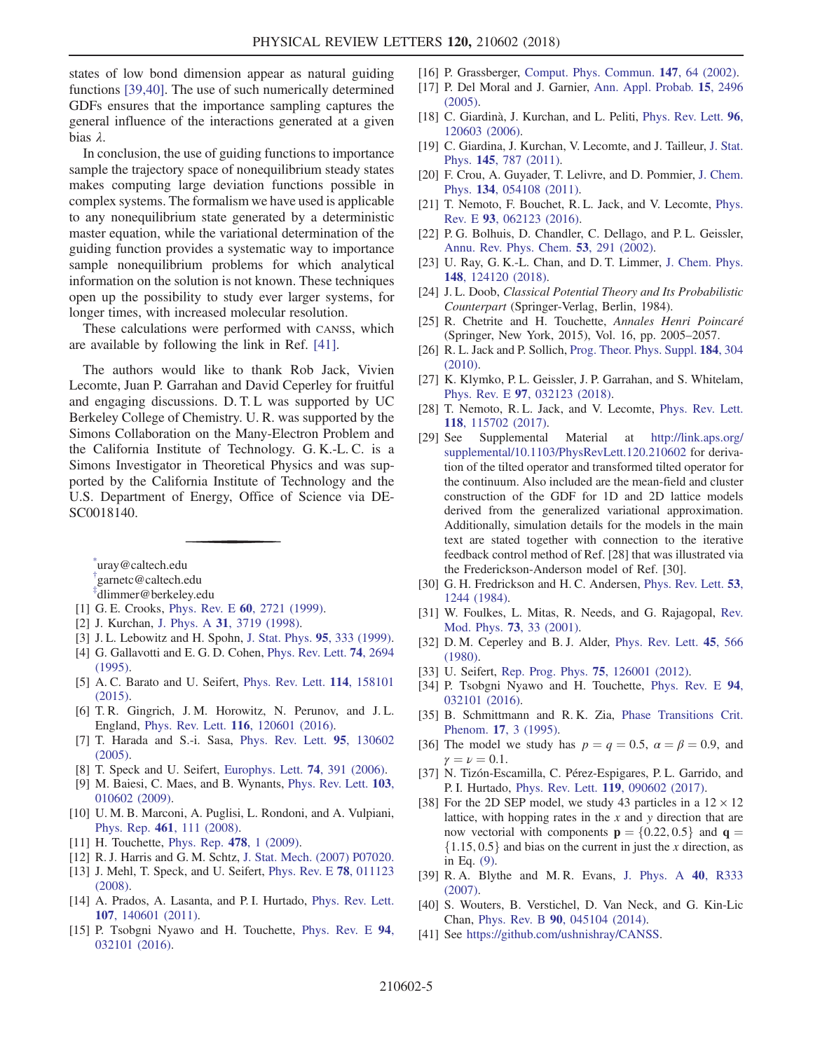states of low bond dimension appear as natural guiding functions [39,40]. The use of such numerically determined GDFs ensures that the importance sampling captures the general influence of the interactions generated at a given bias $\lambda$.

In conclusion, the use of guiding functions to importance sample the trajectory space of nonequilibrium steady states makes computing large deviation functions possible in complex systems. The formalism we have used is applicable to any nonequilibrium state generated by a deterministic master equation, while the variational determination of the guiding function provides a systematic way to importance sample nonequilibrium problems for which analytical information on the solution is not known. These techniques open up the possibility to study ever larger systems, for longer times, with increased molecular resolution.

These calculations were performed with CANSS, which are available by following the link in Ref. [41].

The authors would like to thank Rob Jack, Vivien Lecomte, Juan P. Garrahan and David Ceperley for fruitful and engaging discussions. D. T. L was supported by UC Berkeley College of Chemistry. U. R. was supported by the Simons Collaboration on the Many-Electron Problem and the California Institute of Technology. G. K.-L. C. is a Simons Investigator in Theoretical Physics and was supported by the California Institute of Technology and the U.S. Department of Energy, Office of Science via DE-SC0018140.

---

[*] uray@caltech.edu
[†] garnetc@caltech.edu
[‡] dlimmer@berkeley.edu

[1] G. E. Crooks, Phys. Rev. E **60**, 2721 (1999).
[2] J. Kurchan, J. Phys. A **31**, 3719 (1998).
[3] J. L. Lebowitz and H. Spohn, J. Stat. Phys. **95**, 333 (1999).
[4] G. Gallavotti and E. G. D. Cohen, Phys. Rev. Lett. **74**, 2694 (1995).
[5] A. C. Barato and U. Seifert, Phys. Rev. Lett. **114**, 158101 (2015).
[6] T. R. Gingrich, J. M. Horowitz, N. Perunov, and J. L. England, Phys. Rev. Lett. **116**, 120601 (2016).
[7] T. Harada and S.-i. Sasa, Phys. Rev. Lett. **95**, 130602 (2005).
[8] T. Speck and U. Seifert, Europhys. Lett. **74**, 391 (2006).
[9] M. Baiesi, C. Maes, and B. Wynants, Phys. Rev. Lett. **103**, 010602 (2009).
[10] U. M. B. Marconi, A. Puglisi, L. Rondoni, and A. Vulpiani, Phys. Rep. **461**, 111 (2008).
[11] H. Touchette, Phys. Rep. **478**, 1 (2009).
[12] R. J. Harris and G. M. Schtz, J. Stat. Mech. (2007) P07020.
[13] J. Mehl, T. Speck, and U. Seifert, Phys. Rev. E **78**, 011123 (2008).
[14] A. Prados, A. Lasanta, and P. I. Hurtado, Phys. Rev. Lett. **107**, 140601 (2011).
[15] P. Tsobgni Nyawo and H. Touchette, Phys. Rev. E **94**, 032101 (2016).
[16] P. Grassberger, Comput. Phys. Commun. **147**, 64 (2002).
[17] P. Del Moral and J. Garnier, Ann. Appl. Probab. **15**, 2496 (2005).
[18] C. Giardinà, J. Kurchan, and L. Peliti, Phys. Rev. Lett. **96**, 120603 (2006).
[19] C. Giardina, J. Kurchan, V. Lecomte, and J. Tailleur, J. Stat. Phys. **145**, 787 (2011).
[20] F. Crou, A. Guyader, T. Lelivre, and D. Pommier, J. Chem. Phys. **134**, 054108 (2011).
[21] T. Nemoto, F. Bouchet, R. L. Jack, and V. Lecomte, Phys. Rev. E **93**, 062123 (2016).
[22] P. G. Bolhuis, D. Chandler, C. Dellago, and P. L. Geissler, Annu. Rev. Phys. Chem. **53**, 291 (2002).
[23] U. Ray, G. K.-L. Chan, and D. T. Limmer, J. Chem. Phys. **148**, 124120 (2018).
[24] J. L. Doob, *Classical Potential Theory and Its Probabilistic Counterpart* (Springer-Verlag, Berlin, 1984).
[25] R. Chetrite and H. Touchette, *Annales Henri Poincaré* (Springer, New York, 2015), Vol. 16, pp. 2005–2057.
[26] R. L. Jack and P. Sollich, Prog. Theor. Phys. Suppl. **184**, 304 (2010).
[27] K. Klymko, P. L. Geissler, J. P. Garrahan, and S. Whitelam, Phys. Rev. E **97**, 032123 (2018).
[28] T. Nemoto, R. L. Jack, and V. Lecomte, Phys. Rev. Lett. **118**, 115702 (2017).
[29] See Supplemental Material at http://link.aps.org/supplemental/10.1103/PhysRevLett.120.210602 for derivation of the tilted operator and transformed tilted operator for the continuum. Also included are the mean-field and cluster construction of the GDF for 1D and 2D lattice models derived from the generalized variational approximation. Additionally, simulation details for the models in the main text are stated together with connection to the iterative feedback control method of Ref. [28] that was illustrated via the Frederickson-Anderson model of Ref. [30].
[30] G. H. Fredrickson and H. C. Andersen, Phys. Rev. Lett. **53**, 1244 (1984).
[31] W. Foulkes, L. Mitas, R. Needs, and G. Rajagopal, Rev. Mod. Phys. **73**, 33 (2001).
[32] D. M. Ceperley and B. J. Alder, Phys. Rev. Lett. **45**, 566 (1980).
[33] U. Seifert, Rep. Prog. Phys. **75**, 126001 (2012).
[34] P. Tsobgni Nyawo and H. Touchette, Phys. Rev. E **94**, 032101 (2016).
[35] B. Schmittmann and R. K. Zia, Phase Transitions Crit. Phenom. **17**, 3 (1995).
[36] The model we study has $p = q = 0.5$, $\alpha = \beta = 0.9$, and $\gamma = \nu = 0.1$.
[37] N. Tizón-Escamilla, C. Pérez-Espigares, P. L. Garrido, and P. I. Hurtado, Phys. Rev. Lett. **119**, 090602 (2017).
[38] For the 2D SEP model, we study 43 particles in a $12 \times 12$ lattice, with hopping rates in the $x$ and $y$ direction that are now vectorial with components $\mathbf{p} = \{0.22, 0.5\}$ and $\mathbf{q} = \{1.15, 0.5\}$ and bias on the current in just the $x$ direction, as in Eq. (9).
[39] R. A. Blythe and M. R. Evans, J. Phys. A **40**, R333 (2007).
[40] S. Wouters, B. Verstichel, D. Van Neck, and G. Kin-Lic Chan, Phys. Rev. B **90**, 045104 (2014).
[41] See https://github.com/ushnishray/CANSS.